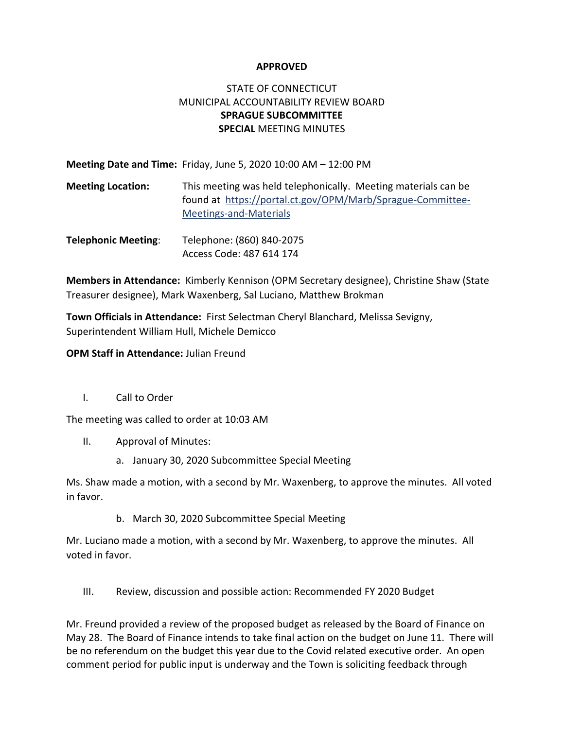**APPROVED**

STATE OF CONNECTICUT
MUNICIPAL ACCOUNTABILITY REVIEW BOARD
**SPRAGUE SUBCOMMITTEE**
**SPECIAL** MEETING MINUTES

**Meeting Date and Time:** Friday, June 5, 2020 10:00 AM – 12:00 PM

**Meeting Location:** This meeting was held telephonically. Meeting materials can be found at https://portal.ct.gov/OPM/Marb/Sprague-Committee-Meetings-and-Materials

**Telephonic Meeting**: Telephone: (860) 840-2075
Access Code: 487 614 174

**Members in Attendance:** Kimberly Kennison (OPM Secretary designee), Christine Shaw (State Treasurer designee), Mark Waxenberg, Sal Luciano, Matthew Brokman

**Town Officials in Attendance:** First Selectman Cheryl Blanchard, Melissa Sevigny, Superintendent William Hull, Michele Demicco

**OPM Staff in Attendance:** Julian Freund

I. Call to Order

The meeting was called to order at 10:03 AM

II. Approval of Minutes:

a. January 30, 2020 Subcommittee Special Meeting

Ms. Shaw made a motion, with a second by Mr. Waxenberg, to approve the minutes. All voted in favor.

b. March 30, 2020 Subcommittee Special Meeting

Mr. Luciano made a motion, with a second by Mr. Waxenberg, to approve the minutes. All voted in favor.

III. Review, discussion and possible action: Recommended FY 2020 Budget

Mr. Freund provided a review of the proposed budget as released by the Board of Finance on May 28. The Board of Finance intends to take final action on the budget on June 11. There will be no referendum on the budget this year due to the Covid related executive order. An open comment period for public input is underway and the Town is soliciting feedback through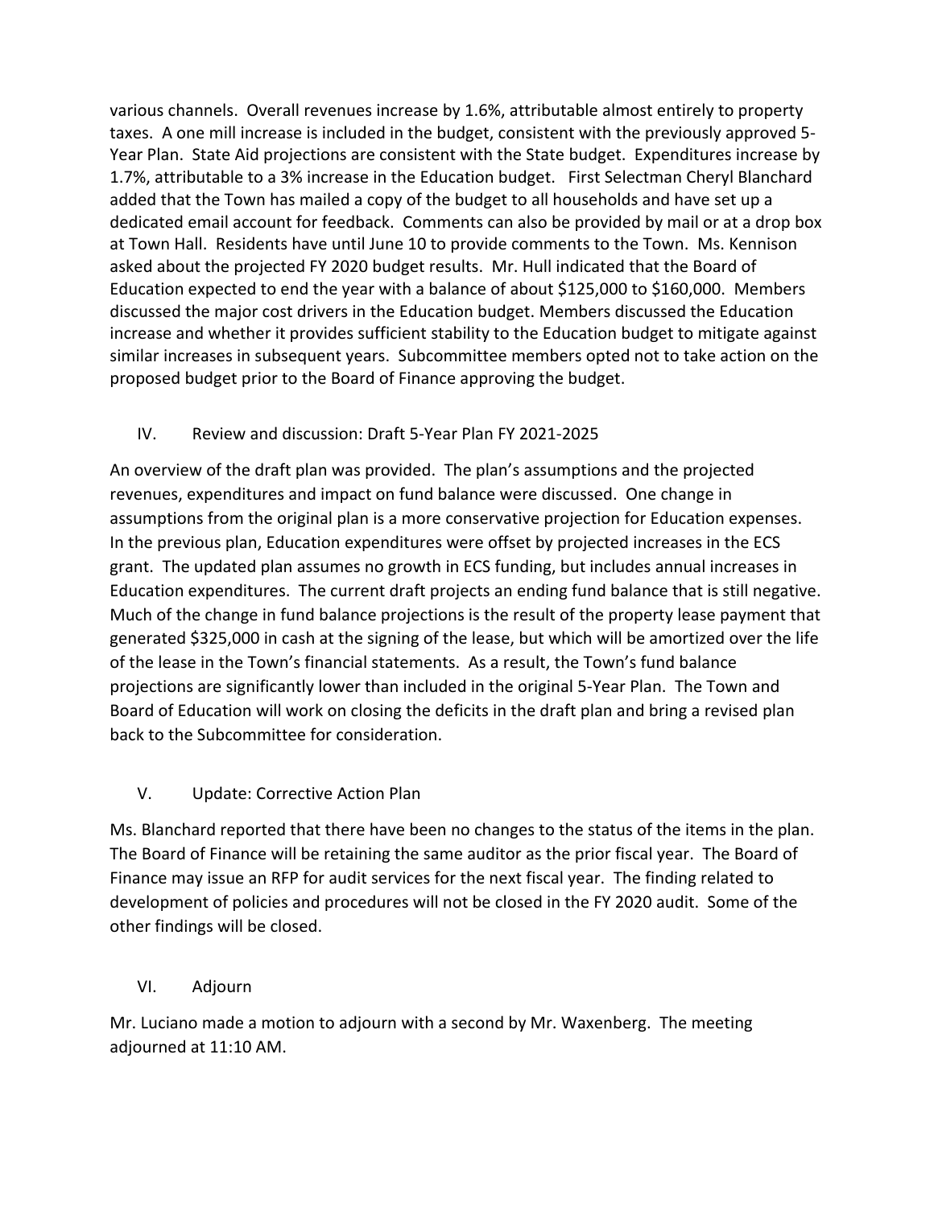various channels. Overall revenues increase by 1.6%, attributable almost entirely to property taxes. A one mill increase is included in the budget, consistent with the previously approved 5-Year Plan. State Aid projections are consistent with the State budget. Expenditures increase by 1.7%, attributable to a 3% increase in the Education budget. First Selectman Cheryl Blanchard added that the Town has mailed a copy of the budget to all households and have set up a dedicated email account for feedback. Comments can also be provided by mail or at a drop box at Town Hall. Residents have until June 10 to provide comments to the Town. Ms. Kennison asked about the projected FY 2020 budget results. Mr. Hull indicated that the Board of Education expected to end the year with a balance of about $125,000 to $160,000. Members discussed the major cost drivers in the Education budget. Members discussed the Education increase and whether it provides sufficient stability to the Education budget to mitigate against similar increases in subsequent years. Subcommittee members opted not to take action on the proposed budget prior to the Board of Finance approving the budget.

## IV. Review and discussion: Draft 5-Year Plan FY 2021-2025

An overview of the draft plan was provided. The plan's assumptions and the projected revenues, expenditures and impact on fund balance were discussed. One change in assumptions from the original plan is a more conservative projection for Education expenses. In the previous plan, Education expenditures were offset by projected increases in the ECS grant. The updated plan assumes no growth in ECS funding, but includes annual increases in Education expenditures. The current draft projects an ending fund balance that is still negative. Much of the change in fund balance projections is the result of the property lease payment that generated $325,000 in cash at the signing of the lease, but which will be amortized over the life of the lease in the Town's financial statements. As a result, the Town's fund balance projections are significantly lower than included in the original 5-Year Plan. The Town and Board of Education will work on closing the deficits in the draft plan and bring a revised plan back to the Subcommittee for consideration.

## V. Update: Corrective Action Plan

Ms. Blanchard reported that there have been no changes to the status of the items in the plan. The Board of Finance will be retaining the same auditor as the prior fiscal year. The Board of Finance may issue an RFP for audit services for the next fiscal year. The finding related to development of policies and procedures will not be closed in the FY 2020 audit. Some of the other findings will be closed.

## VI. Adjourn

Mr. Luciano made a motion to adjourn with a second by Mr. Waxenberg. The meeting adjourned at 11:10 AM.